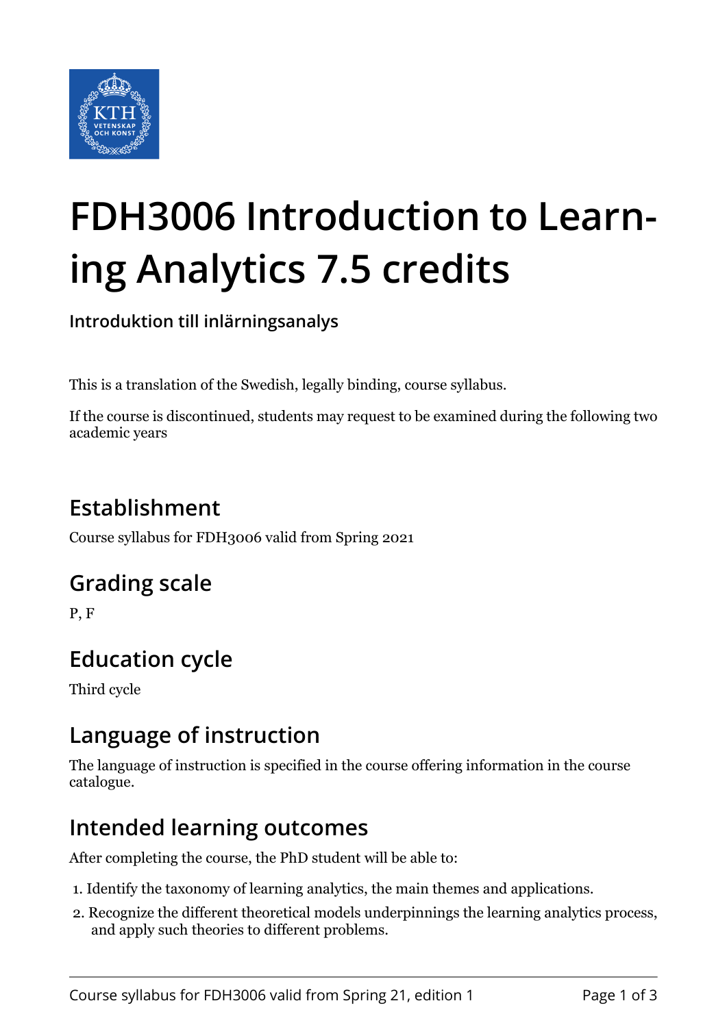# FDH3006 Introduction to Learning Analytics 7.5 credits

**Introduktion till inlärningsanalys**

This is a translation of the Swedish, legally binding, course syllabus.

If the course is discontinued, students may request to be examined during the following two academic years

## Establishment

Course syllabus for FDH3006 valid from Spring 2021

## Grading scale

P, F

## Education cycle

Third cycle

## Language of instruction

The language of instruction is specified in the course offering information in the course catalogue.

## Intended learning outcomes

After completing the course, the PhD student will be able to:

1. Identify the taxonomy of learning analytics, the main themes and applications.
2. Recognize the different theoretical models underpinnings the learning analytics process, and apply such theories to different problems.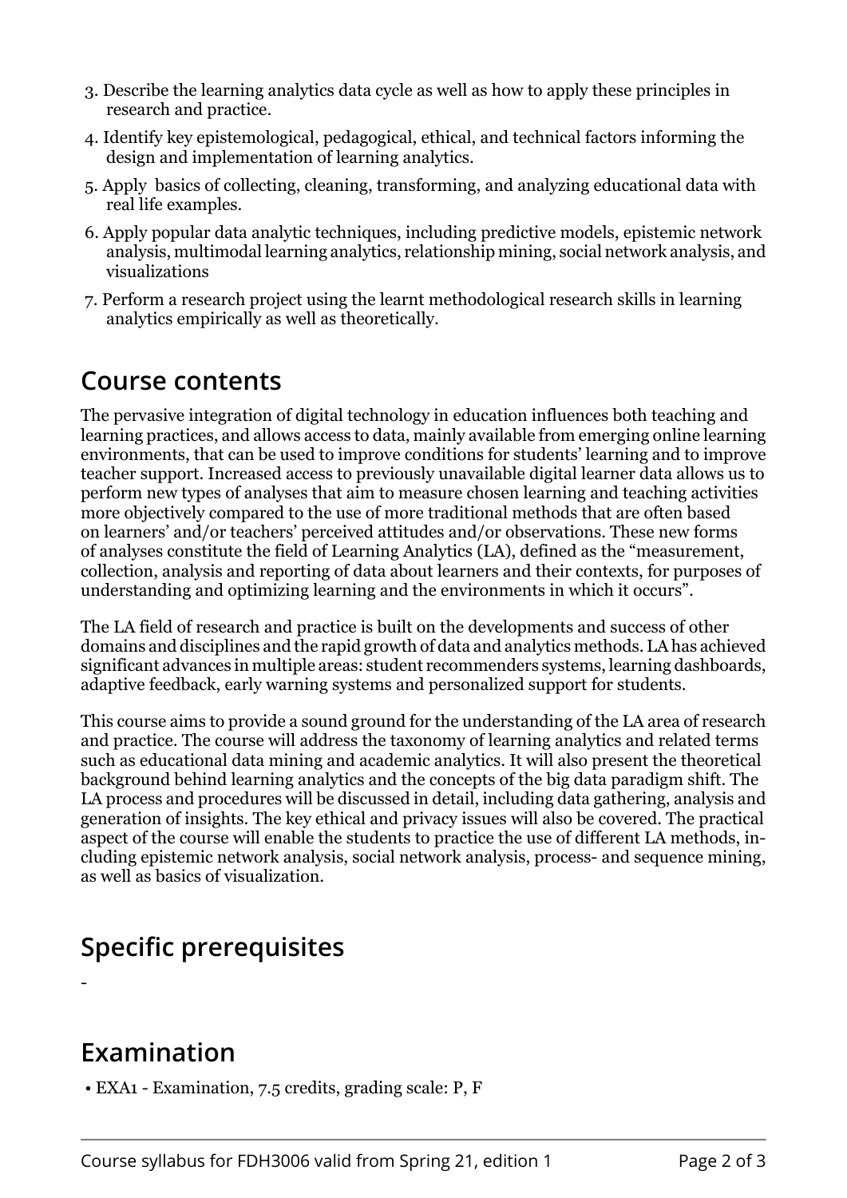3. Describe the learning analytics data cycle as well as how to apply these principles in research and practice.
4. Identify key epistemological, pedagogical, ethical, and technical factors informing the design and implementation of learning analytics.
5. Apply basics of collecting, cleaning, transforming, and analyzing educational data with real life examples.
6. Apply popular data analytic techniques, including predictive models, epistemic network analysis, multimodal learning analytics, relationship mining, social network analysis, and visualizations
7. Perform a research project using the learnt methodological research skills in learning analytics empirically as well as theoretically.

## Course contents

The pervasive integration of digital technology in education influences both teaching and learning practices, and allows access to data, mainly available from emerging online learning environments, that can be used to improve conditions for students' learning and to improve teacher support. Increased access to previously unavailable digital learner data allows us to perform new types of analyses that aim to measure chosen learning and teaching activities more objectively compared to the use of more traditional methods that are often based on learners' and/or teachers' perceived attitudes and/or observations. These new forms of analyses constitute the field of Learning Analytics (LA), defined as the "measurement, collection, analysis and reporting of data about learners and their contexts, for purposes of understanding and optimizing learning and the environments in which it occurs".

The LA field of research and practice is built on the developments and success of other domains and disciplines and the rapid growth of data and analytics methods. LA has achieved significant advances in multiple areas: student recommenders systems, learning dashboards, adaptive feedback, early warning systems and personalized support for students.

This course aims to provide a sound ground for the understanding of the LA area of research and practice. The course will address the taxonomy of learning analytics and related terms such as educational data mining and academic analytics. It will also present the theoretical background behind learning analytics and the concepts of the big data paradigm shift. The LA process and procedures will be discussed in detail, including data gathering, analysis and generation of insights. The key ethical and privacy issues will also be covered. The practical aspect of the course will enable the students to practice the use of different LA methods, including epistemic network analysis, social network analysis, process- and sequence mining, as well as basics of visualization.

## Specific prerequisites

-

## Examination

- EXA1 - Examination, 7.5 credits, grading scale: P, F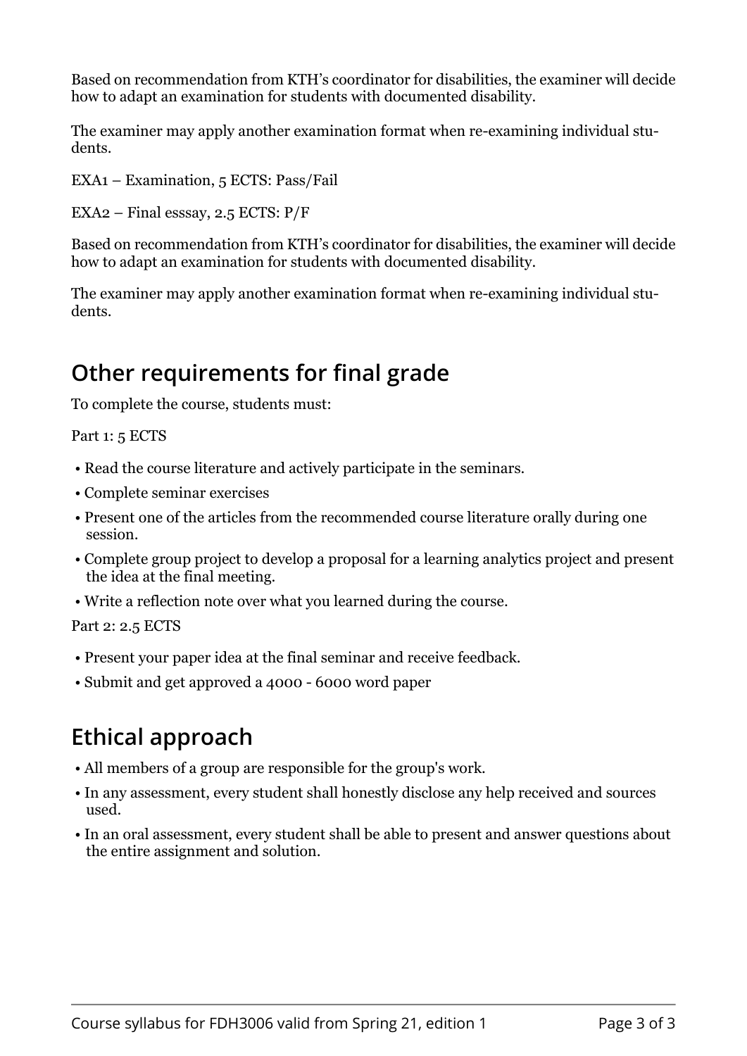Based on recommendation from KTH's coordinator for disabilities, the examiner will decide how to adapt an examination for students with documented disability.

The examiner may apply another examination format when re-examining individual students.

EXA1 – Examination, 5 ECTS: Pass/Fail

EXA2 – Final esssay, 2.5 ECTS: P/F

Based on recommendation from KTH's coordinator for disabilities, the examiner will decide how to adapt an examination for students with documented disability.

The examiner may apply another examination format when re-examining individual students.

## Other requirements for final grade

To complete the course, students must:

Part 1: 5 ECTS

- Read the course literature and actively participate in the seminars.
- Complete seminar exercises
- Present one of the articles from the recommended course literature orally during one session.
- Complete group project to develop a proposal for a learning analytics project and present the idea at the final meeting.
- Write a reflection note over what you learned during the course.

Part 2: 2.5 ECTS

- Present your paper idea at the final seminar and receive feedback.
- Submit and get approved a 4000 - 6000 word paper

## Ethical approach

- All members of a group are responsible for the group's work.
- In any assessment, every student shall honestly disclose any help received and sources used.
- In an oral assessment, every student shall be able to present and answer questions about the entire assignment and solution.